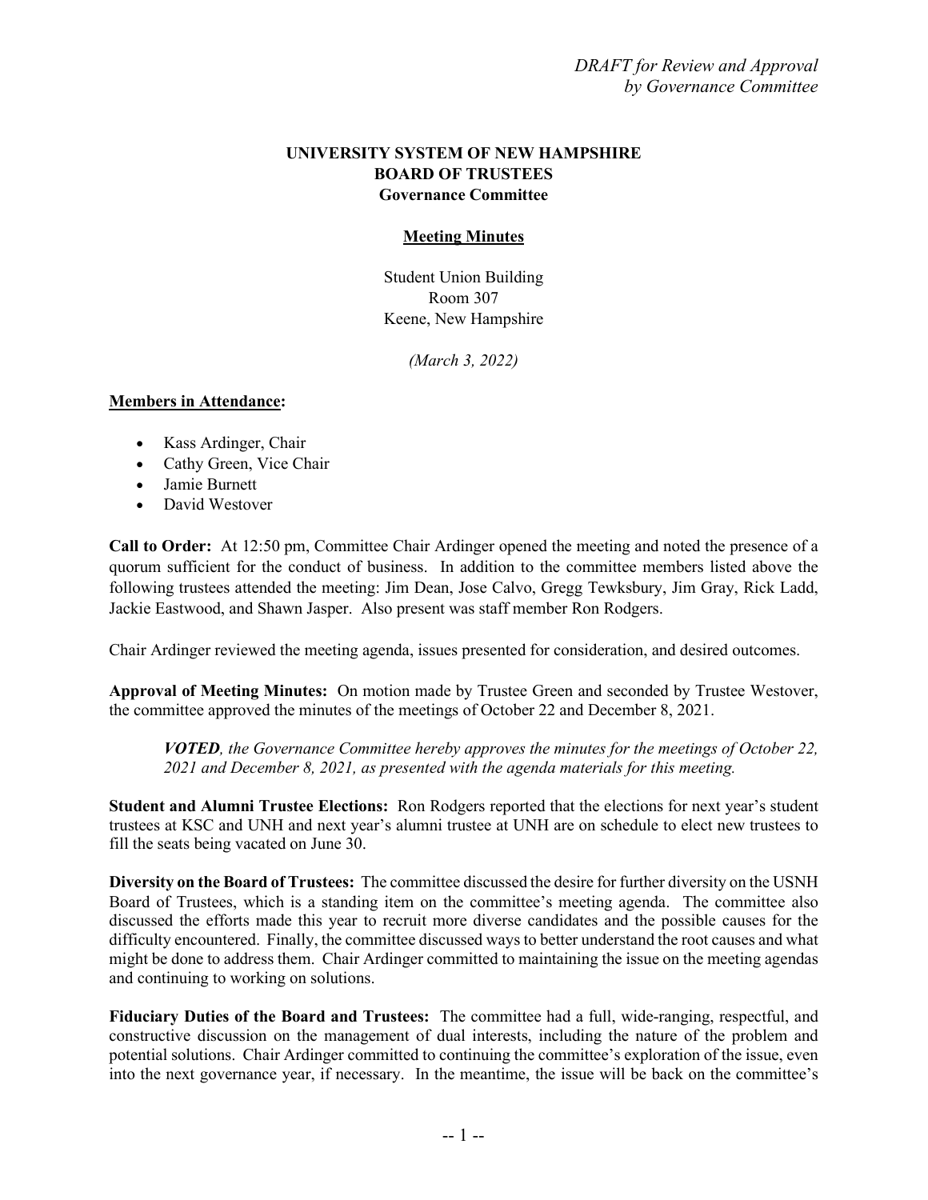*DRAFT for Review and Approval by Governance Committee*

**UNIVERSITY SYSTEM OF NEW HAMPSHIRE**
**BOARD OF TRUSTEES**
**Governance Committee**

## Meeting Minutes

Student Union Building
Room 307
Keene, New Hampshire

*(March 3, 2022)*

**Members in Attendance:**

- Kass Ardinger, Chair
- Cathy Green, Vice Chair
- Jamie Burnett
- David Westover

**Call to Order:** At 12:50 pm, Committee Chair Ardinger opened the meeting and noted the presence of a quorum sufficient for the conduct of business. In addition to the committee members listed above the following trustees attended the meeting: Jim Dean, Jose Calvo, Gregg Tewksbury, Jim Gray, Rick Ladd, Jackie Eastwood, and Shawn Jasper. Also present was staff member Ron Rodgers.

Chair Ardinger reviewed the meeting agenda, issues presented for consideration, and desired outcomes.

**Approval of Meeting Minutes:** On motion made by Trustee Green and seconded by Trustee Westover, the committee approved the minutes of the meetings of October 22 and December 8, 2021.

> ***VOTED**, the Governance Committee hereby approves the minutes for the meetings of October 22, 2021 and December 8, 2021, as presented with the agenda materials for this meeting.*

**Student and Alumni Trustee Elections:** Ron Rodgers reported that the elections for next year's student trustees at KSC and UNH and next year's alumni trustee at UNH are on schedule to elect new trustees to fill the seats being vacated on June 30.

**Diversity on the Board of Trustees:** The committee discussed the desire for further diversity on the USNH Board of Trustees, which is a standing item on the committee's meeting agenda. The committee also discussed the efforts made this year to recruit more diverse candidates and the possible causes for the difficulty encountered. Finally, the committee discussed ways to better understand the root causes and what might be done to address them. Chair Ardinger committed to maintaining the issue on the meeting agendas and continuing to working on solutions.

**Fiduciary Duties of the Board and Trustees:** The committee had a full, wide-ranging, respectful, and constructive discussion on the management of dual interests, including the nature of the problem and potential solutions. Chair Ardinger committed to continuing the committee's exploration of the issue, even into the next governance year, if necessary. In the meantime, the issue will be back on the committee's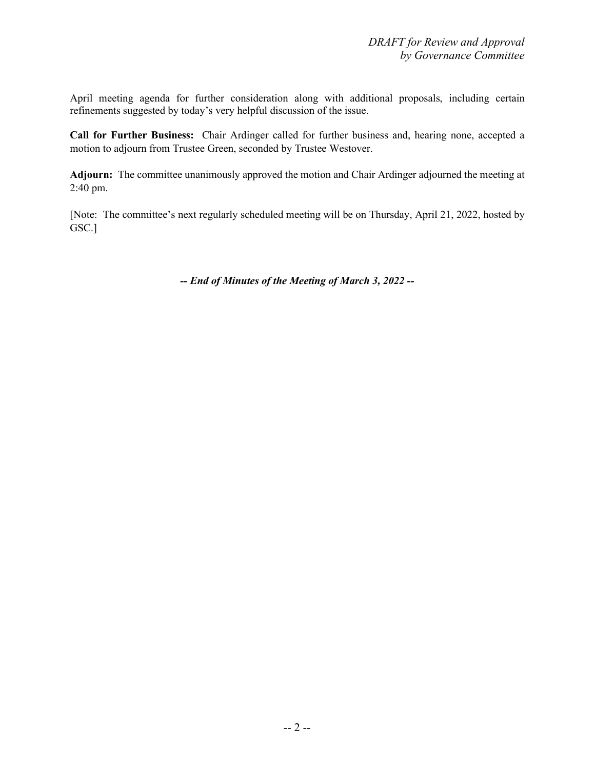*DRAFT for Review and Approval by Governance Committee*

April meeting agenda for further consideration along with additional proposals, including certain refinements suggested by today's very helpful discussion of the issue.

**Call for Further Business:** Chair Ardinger called for further business and, hearing none, accepted a motion to adjourn from Trustee Green, seconded by Trustee Westover.

**Adjourn:** The committee unanimously approved the motion and Chair Ardinger adjourned the meeting at 2:40 pm.

[Note: The committee's next regularly scheduled meeting will be on Thursday, April 21, 2022, hosted by GSC.]

***-- End of Minutes of the Meeting of March 3, 2022 --***